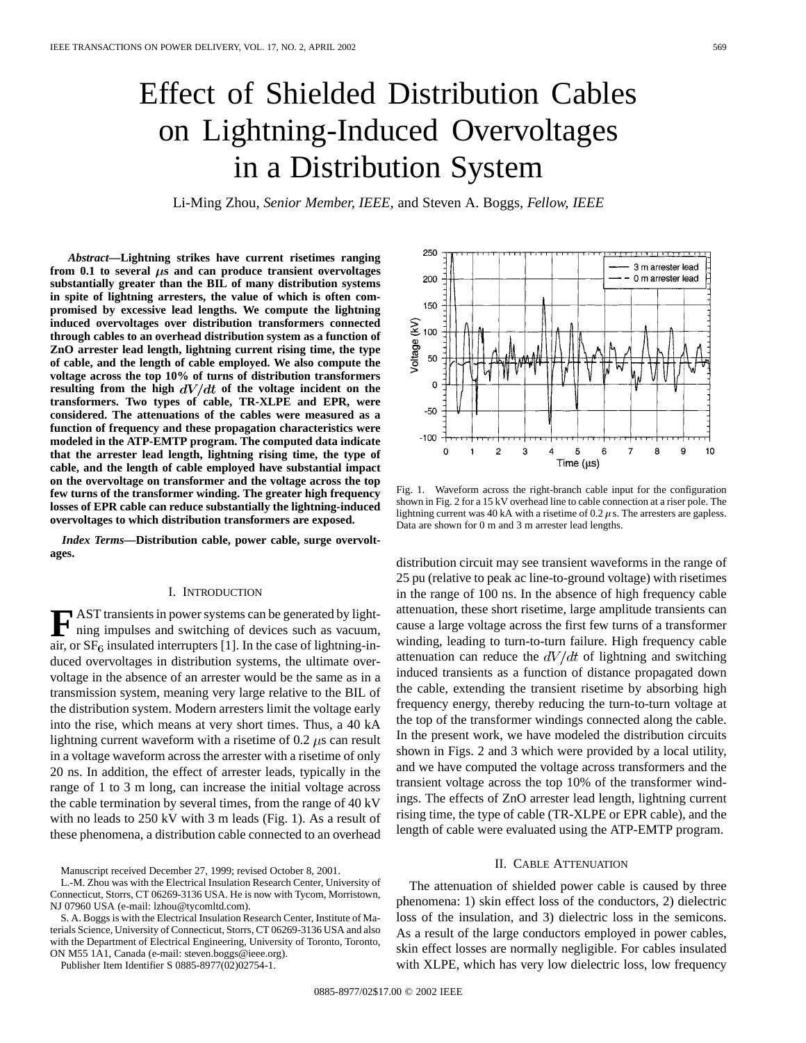# Effect of Shielded Distribution Cables on Lightning-Induced Overvoltages in a Distribution System

Li-Ming Zhou, *Senior Member, IEEE*, and Steven A. Boggs, *Fellow, IEEE*

***Abstract*—Lightning strikes have current risetimes ranging from 0.1 to several $\mu$s and can produce transient overvoltages substantially greater than the BIL of many distribution systems in spite of lightning arresters, the value of which is often compromised by excessive lead lengths. We compute the lightning induced overvoltages over distribution transformers connected through cables to an overhead distribution system as a function of ZnO arrester lead length, lightning current rising time, the type of cable, and the length of cable employed. We also compute the voltage across the top 10% of turns of distribution transformers resulting from the high $dV/dt$ of the voltage incident on the transformers. Two types of cable, TR-XLPE and EPR, were considered. The attenuations of the cables were measured as a function of frequency and these propagation characteristics were modeled in the ATP-EMTP program. The computed data indicate that the arrester lead length, lightning rising time, the type of cable, and the length of cable employed have substantial impact on the overvoltage on transformer and the voltage across the top few turns of the transformer winding. The greater high frequency losses of EPR cable can reduce substantially the lightning-induced overvoltages to which distribution transformers are exposed.**

***Index Terms*—Distribution cable, power cable, surge overvoltages.**

## I. Introduction

FAST transients in power systems can be generated by lightning impulses and switching of devices such as vacuum, air, or $SF_6$ insulated interrupters [1]. In the case of lightning-induced overvoltages in distribution systems, the ultimate overvoltage in the absence of an arrester would be the same as in a transmission system, meaning very large relative to the BIL of the distribution system. Modern arresters limit the voltage early into the rise, which means at very short times. Thus, a 40 kA lightning current waveform with a risetime of 0.2 $\mu$s can result in a voltage waveform across the arrester with a risetime of only 20 ns. In addition, the effect of arrester leads, typically in the range of 1 to 3 m long, can increase the initial voltage across the cable termination by several times, from the range of 40 kV with no leads to 250 kV with 3 m leads (Fig. 1). As a result of these phenomena, a distribution cable connected to an overhead distribution circuit may see transient waveforms in the range of 25 pu (relative to peak ac line-to-ground voltage) with risetimes in the range of 100 ns. In the absence of high frequency cable attenuation, these short risetime, large amplitude transients can cause a large voltage across the first few turns of a transformer winding, leading to turn-to-turn failure. High frequency cable attenuation can reduce the $dV/dt$ of lightning and switching induced transients as a function of distance propagated down the cable, extending the transient risetime by absorbing high frequency energy, thereby reducing the turn-to-turn voltage at the top of the transformer windings connected along the cable. In the present work, we have modeled the distribution circuits shown in Figs. 2 and 3 which were provided by a local utility, and we have computed the voltage across transformers and the transient voltage across the top 10% of the transformer windings. The effects of ZnO arrester lead length, lightning current rising time, the type of cable (TR-XLPE or EPR cable), and the length of cable were evaluated using the ATP-EMTP program.

Fig. 1. Waveform across the right-branch cable input for the configuration shown in Fig. 2 for a 15 kV overhead line to cable connection at a riser pole. The lightning current was 40 kA with a risetime of 0.2 $\mu$s. The arresters are gapless. Data are shown for 0 m and 3 m arrester lead lengths.

## II. Cable Attenuation

The attenuation of shielded power cable is caused by three phenomena: 1) skin effect loss of the conductors, 2) dielectric loss of the insulation, and 3) dielectric loss in the semicons. As a result of the large conductors employed in power cables, skin effect losses are normally negligible. For cables insulated with XLPE, which has very low dielectric loss, low frequency

---

Manuscript received December 27, 1999; revised October 8, 2001.

L.-M. Zhou was with the Electrical Insulation Research Center, University of Connecticut, Storrs, CT 06269-3136 USA. He is now with Tycom, Morristown, NJ 07960 USA (e-mail: lzhou@tycomltd.com).

S. A. Boggs is with the Electrical Insulation Research Center, Institute of Materials Science, University of Connecticut, Storrs, CT 06269-3136 USA and also with the Department of Electrical Engineering, University of Toronto, Toronto, ON M55 1A1, Canada (e-mail: steven.boggs@ieee.org).

Publisher Item Identifier S 0885-8977(02)02754-1.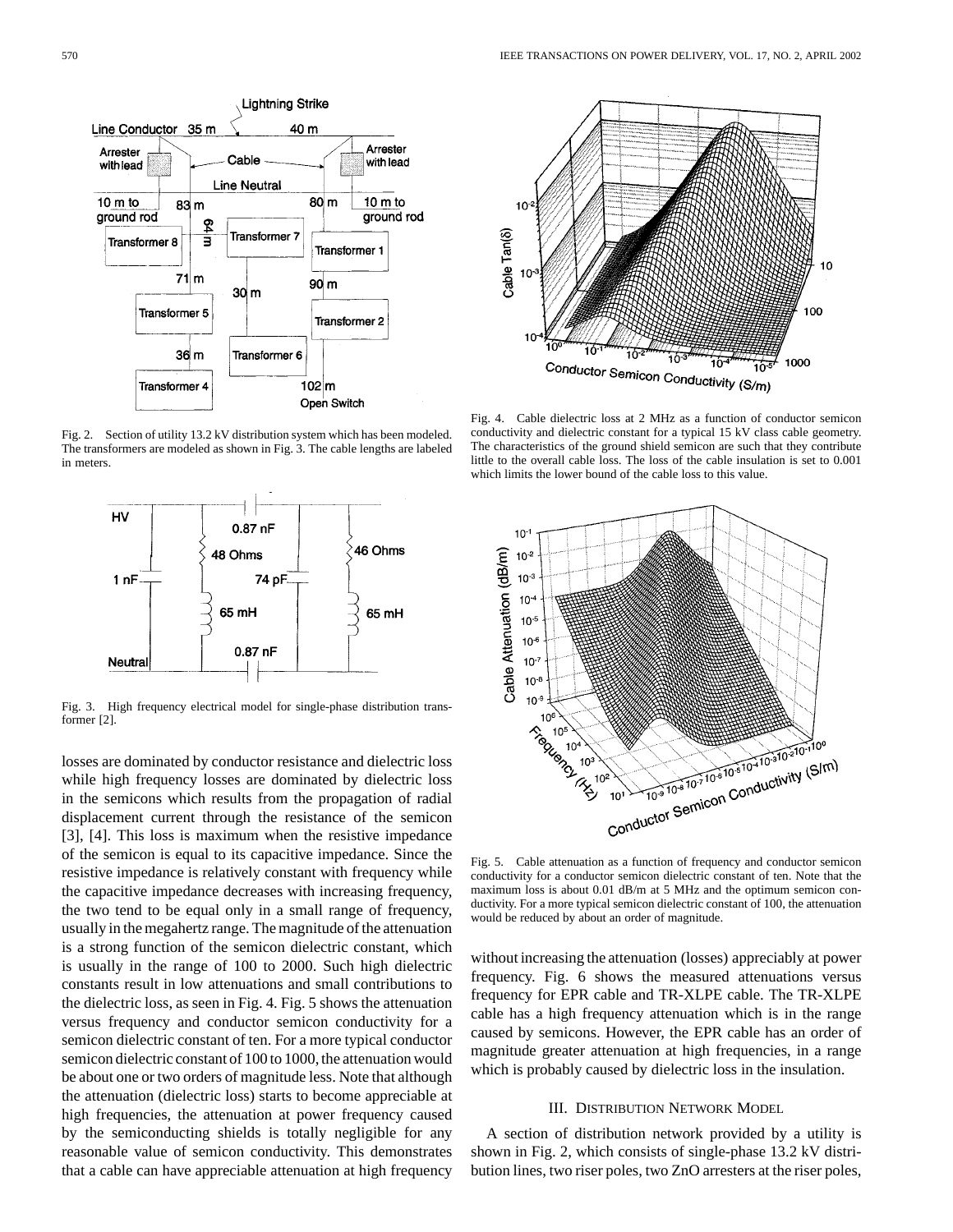Fig. 2. Section of utility 13.2 kV distribution system which has been modeled. The transformers are modeled as shown in Fig. 3. The cable lengths are labeled in meters.

Fig. 3. High frequency electrical model for single-phase distribution transformer [2].

Fig. 4. Cable dielectric loss at 2 MHz as a function of conductor semicon conductivity and dielectric constant for a typical 15 kV class cable geometry. The characteristics of the ground shield semicon are such that they contribute little to the overall cable loss. The loss of the cable insulation is set to 0.001 which limits the lower bound of the cable loss to this value.

Fig. 5. Cable attenuation as a function of frequency and conductor semicon conductivity for a conductor semicon dielectric constant of ten. Note that the maximum loss is about 0.01 dB/m at 5 MHz and the optimum semicon conductivity. For a more typical semicon dielectric constant of 100, the attenuation would be reduced by about an order of magnitude.

losses are dominated by conductor resistance and dielectric loss while high frequency losses are dominated by dielectric loss in the semicons which results from the propagation of radial displacement current through the resistance of the semicon [3], [4]. This loss is maximum when the resistive impedance of the semicon is equal to its capacitive impedance. Since the resistive impedance is relatively constant with frequency while the capacitive impedance decreases with increasing frequency, the two tend to be equal only in a small range of frequency, usually in the megahertz range. The magnitude of the attenuation is a strong function of the semicon dielectric constant, which is usually in the range of 100 to 2000. Such high dielectric constants result in low attenuations and small contributions to the dielectric loss, as seen in Fig. 4. Fig. 5 shows the attenuation versus frequency and conductor semicon conductivity for a semicon dielectric constant of ten. For a more typical conductor semicon dielectric constant of 100 to 1000, the attenuation would be about one or two orders of magnitude less. Note that although the attenuation (dielectric loss) starts to become appreciable at high frequencies, the attenuation at power frequency caused by the semiconducting shields is totally negligible for any reasonable value of semicon conductivity. This demonstrates that a cable can have appreciable attenuation at high frequency without increasing the attenuation (losses) appreciably at power frequency. Fig. 6 shows the measured attenuations versus frequency for EPR cable and TR-XLPE cable. The TR-XLPE cable has a high frequency attenuation which is in the range caused by semicons. However, the EPR cable has an order of magnitude greater attenuation at high frequencies, in a range which is probably caused by dielectric loss in the insulation.

## III. Distribution Network Model

A section of distribution network provided by a utility is shown in Fig. 2, which consists of single-phase 13.2 kV distribution lines, two riser poles, two ZnO arresters at the riser poles,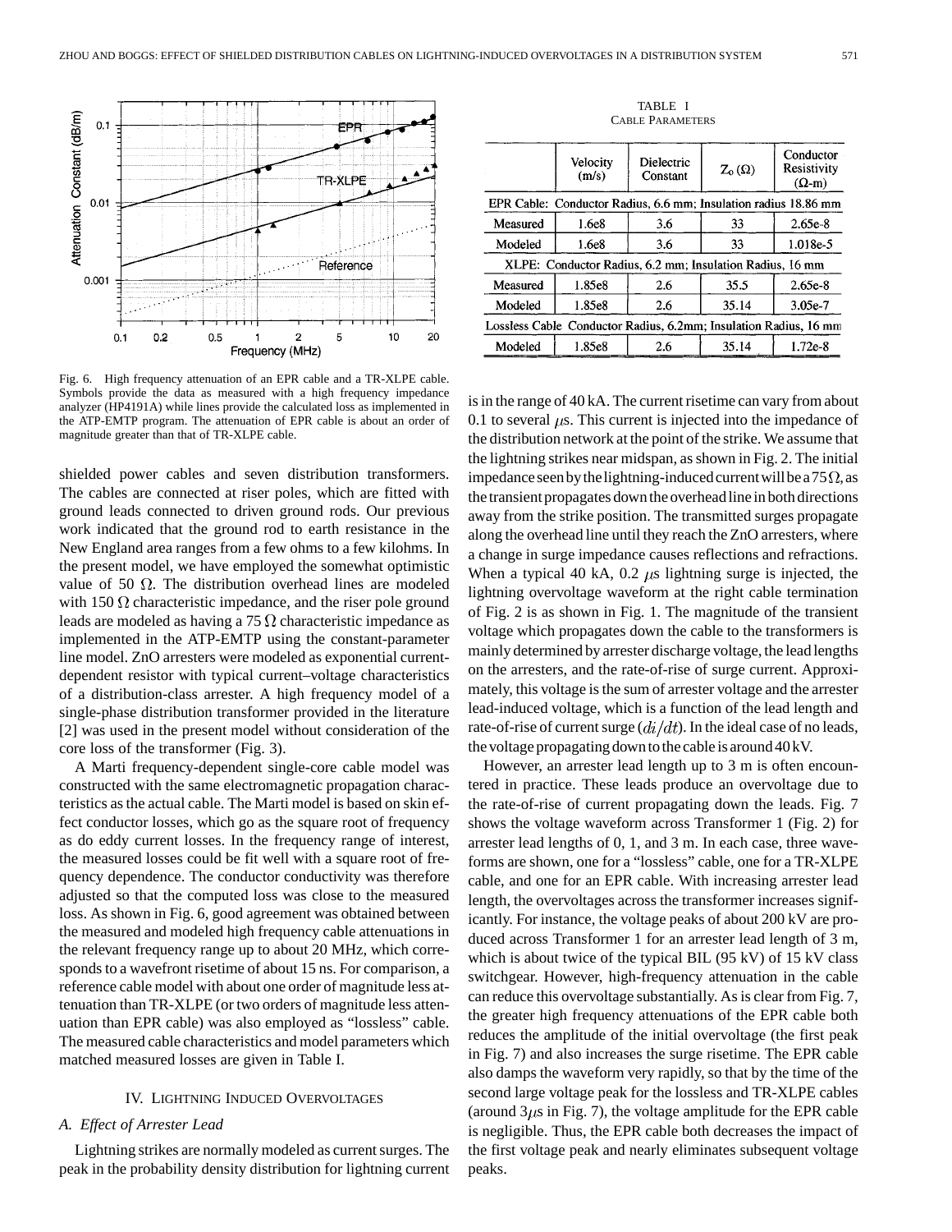Fig. 6. High frequency attenuation of an EPR cable and a TR-XLPE cable. Symbols provide the data as measured with a high frequency impedance analyzer (HP4191A) while lines provide the calculated loss as implemented in the ATP-EMTP program. The attenuation of EPR cable is about an order of magnitude greater than that of TR-XLPE cable.

shielded power cables and seven distribution transformers. The cables are connected at riser poles, which are fitted with ground leads connected to driven ground rods. Our previous work indicated that the ground rod to earth resistance in the New England area ranges from a few ohms to a few kilohms. In the present model, we have employed the somewhat optimistic value of 50 Ω. The distribution overhead lines are modeled with 150 Ω characteristic impedance, and the riser pole ground leads are modeled as having a 75 Ω characteristic impedance as implemented in the ATP-EMTP using the constant-parameter line model. ZnO arresters were modeled as exponential current-dependent resistor with typical current–voltage characteristics of a distribution-class arrester. A high frequency model of a single-phase distribution transformer provided in the literature [2] was used in the present model without consideration of the core loss of the transformer (Fig. 3).

A Marti frequency-dependent single-core cable model was constructed with the same electromagnetic propagation characteristics as the actual cable. The Marti model is based on skin effect conductor losses, which go as the square root of frequency as do eddy current losses. In the frequency range of interest, the measured losses could be fit well with a square root of frequency dependence. The conductor conductivity was therefore adjusted so that the computed loss was close to the measured loss. As shown in Fig. 6, good agreement was obtained between the measured and modeled high frequency cable attenuations in the relevant frequency range up to about 20 MHz, which corresponds to a wavefront risetime of about 15 ns. For comparison, a reference cable model with about one order of magnitude less attenuation than TR-XLPE (or two orders of magnitude less attenuation than EPR cable) was also employed as "lossless" cable. The measured cable characteristics and model parameters which matched measured losses are given in Table I.

TABLE I
CABLE PARAMETERS

| | Velocity (m/s) | Dielectric Constant | $Z_o$ (Ω) | Conductor Resistivity (Ω-m) |
|---|---|---|---|---|
| EPR Cable: Conductor Radius, 6.6 mm; Insulation radius 18.86 mm | | | | |
| Measured | 1.6e8 | 3.6 | 33 | 2.65e-8 |
| Modeled | 1.6e8 | 3.6 | 33 | 1.018e-5 |
| XLPE: Conductor Radius, 6.2 mm; Insulation Radius, 16 mm | | | | |
| Measured | 1.85e8 | 2.6 | 35.5 | 2.65e-8 |
| Modeled | 1.85e8 | 2.6 | 35.14 | 3.05e-7 |
| Lossless Cable Conductor Radius, 6.2mm; Insulation Radius, 16 mm | | | | |
| Modeled | 1.85e8 | 2.6 | 35.14 | 1.72e-8 |

## IV. Lightning Induced Overvoltages

### A. Effect of Arrester Lead

Lightning strikes are normally modeled as current surges. The peak in the probability density distribution for lightning current is in the range of 40 kA. The current risetime can vary from about 0.1 to several μs. This current is injected into the impedance of the distribution network at the point of the strike. We assume that the lightning strikes near midspan, as shown in Fig. 2. The initial impedance seen by the lightning-induced current will be a 75 Ω, as the transient propagates down the overhead line in both directions away from the strike position. The transmitted surges propagate along the overhead line until they reach the ZnO arresters, where a change in surge impedance causes reflections and refractions. When a typical 40 kA, 0.2 μs lightning surge is injected, the lightning overvoltage waveform at the right cable termination of Fig. 2 is as shown in Fig. 1. The magnitude of the transient voltage which propagates down the cable to the transformers is mainly determined by arrester discharge voltage, the lead lengths on the arresters, and the rate-of-rise of surge current. Approximately, this voltage is the sum of arrester voltage and the arrester lead-induced voltage, which is a function of the lead length and rate-of-rise of current surge ($di/dt$). In the ideal case of no leads, the voltage propagating down to the cable is around 40 kV.

However, an arrester lead length up to 3 m is often encountered in practice. These leads produce an overvoltage due to the rate-of-rise of current propagating down the leads. Fig. 7 shows the voltage waveform across Transformer 1 (Fig. 2) for arrester lead lengths of 0, 1, and 3 m. In each case, three waveforms are shown, one for a "lossless" cable, one for a TR-XLPE cable, and one for an EPR cable. With increasing arrester lead length, the overvoltages across the transformer increases significantly. For instance, the voltage peaks of about 200 kV are produced across Transformer 1 for an arrester lead length of 3 m, which is about twice of the typical BIL (95 kV) of 15 kV class switchgear. However, high-frequency attenuation in the cable can reduce this overvoltage substantially. As is clear from Fig. 7, the greater high frequency attenuations of the EPR cable both reduces the amplitude of the initial overvoltage (the first peak in Fig. 7) and also increases the surge risetime. The EPR cable also damps the waveform very rapidly, so that by the time of the second large voltage peak for the lossless and TR-XLPE cables (around 3μs in Fig. 7), the voltage amplitude for the EPR cable is negligible. Thus, the EPR cable both decreases the impact of the first voltage peak and nearly eliminates subsequent voltage peaks.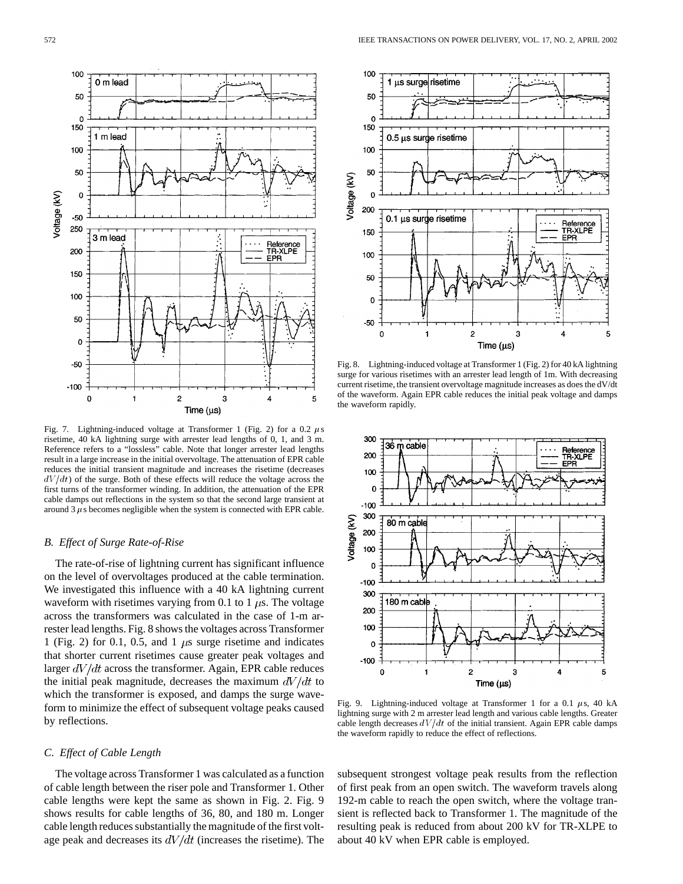Fig. 7. Lightning-induced voltage at Transformer 1 (Fig. 2) for a 0.2 $\mu$s risetime, 40 kA lightning surge with arrester lead lengths of 0, 1, and 3 m. Reference refers to a "lossless" cable. Note that longer arrester lead lengths result in a large increase in the initial overvoltage. The attenuation of EPR cable reduces the initial transient magnitude and increases the risetime (decreases $dV/dt$) of the surge. Both of these effects will reduce the voltage across the first turns of the transformer winding. In addition, the attenuation of the EPR cable damps out reflections in the system so that the second large transient at around 3 $\mu$s becomes negligible when the system is connected with EPR cable.

Fig. 8. Lightning-induced voltage at Transformer 1 (Fig. 2) for 40 kA lightning surge for various risetimes with an arrester lead length of 1m. With decreasing current risetime, the transient overvoltage magnitude increases as does the dV/dt of the waveform. Again EPR cable reduces the initial peak voltage and damps the waveform rapidly.

### B. Effect of Surge Rate-of-Rise

The rate-of-rise of lightning current has significant influence on the level of overvoltages produced at the cable termination. We investigated this influence with a 40 kA lightning current waveform with risetimes varying from 0.1 to 1 $\mu$s. The voltage across the transformers was calculated in the case of 1-m arrester lead lengths. Fig. 8 shows the voltages across Transformer 1 (Fig. 2) for 0.1, 0.5, and 1 $\mu$s surge risetime and indicates that shorter current risetimes cause greater peak voltages and larger $dV/dt$ across the transformer. Again, EPR cable reduces the initial peak magnitude, decreases the maximum $dV/dt$ to which the transformer is exposed, and damps the surge waveform to minimize the effect of subsequent voltage peaks caused by reflections.

### C. Effect of Cable Length

The voltage across Transformer 1 was calculated as a function of cable length between the riser pole and Transformer 1. Other cable lengths were kept the same as shown in Fig. 2. Fig. 9 shows results for cable lengths of 36, 80, and 180 m. Longer cable length reduces substantially the magnitude of the first voltage peak and decreases its $dV/dt$ (increases the risetime). The subsequent strongest voltage peak results from the reflection of first peak from an open switch. The waveform travels along 192-m cable to reach the open switch, where the voltage transient is reflected back to Transformer 1. The magnitude of the resulting peak is reduced from about 200 kV for TR-XLPE to about 40 kV when EPR cable is employed.

Fig. 9. Lightning-induced voltage at Transformer 1 for a 0.1 $\mu$s, 40 kA lightning surge with 2 m arrester lead length and various cable lengths. Greater cable length decreases $dV/dt$ of the initial transient. Again EPR cable damps the waveform rapidly to reduce the effect of reflections.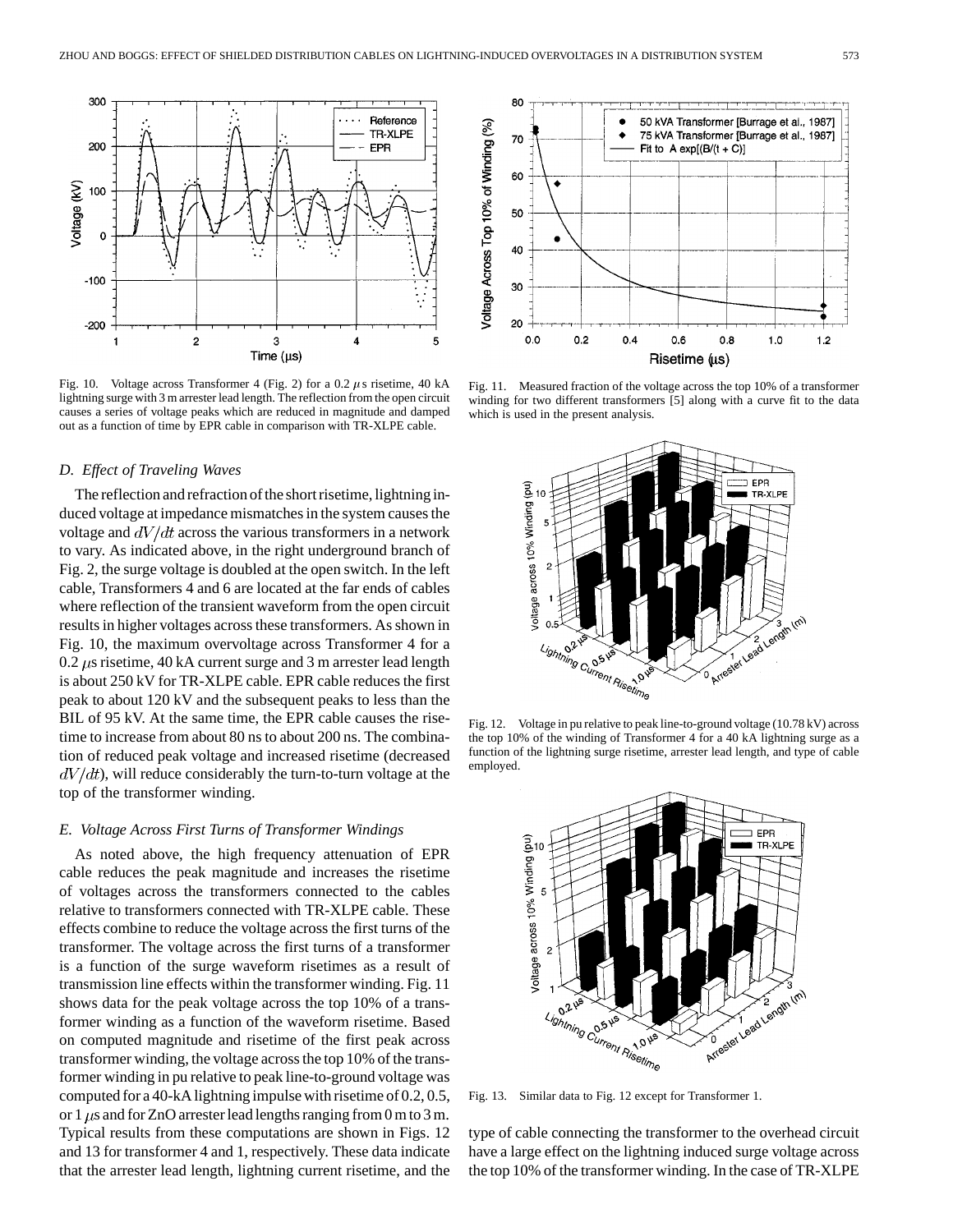Fig. 10. Voltage across Transformer 4 (Fig. 2) for a 0.2 $\mu$s risetime, 40 kA lightning surge with 3 m arrester lead length. The reflection from the open circuit causes a series of voltage peaks which are reduced in magnitude and damped out as a function of time by EPR cable in comparison with TR-XLPE cable.

Fig. 11. Measured fraction of the voltage across the top 10% of a transformer winding for two different transformers [5] along with a curve fit to the data which is used in the present analysis.

### D. Effect of Traveling Waves

The reflection and refraction of the short risetime, lightning induced voltage at impedance mismatches in the system causes the voltage and $dV/dt$ across the various transformers in a network to vary. As indicated above, in the right underground branch of Fig. 2, the surge voltage is doubled at the open switch. In the left cable, Transformers 4 and 6 are located at the far ends of cables where reflection of the transient waveform from the open circuit results in higher voltages across these transformers. As shown in Fig. 10, the maximum overvoltage across Transformer 4 for a 0.2 $\mu$s risetime, 40 kA current surge and 3 m arrester lead length is about 250 kV for TR-XLPE cable. EPR cable reduces the first peak to about 120 kV and the subsequent peaks to less than the BIL of 95 kV. At the same time, the EPR cable causes the risetime to increase from about 80 ns to about 200 ns. The combination of reduced peak voltage and increased risetime (decreased $dV/dt$), will reduce considerably the turn-to-turn voltage at the top of the transformer winding.

### E. Voltage Across First Turns of Transformer Windings

As noted above, the high frequency attenuation of EPR cable reduces the peak magnitude and increases the risetime of voltages across the transformers connected to the cables relative to transformers connected with TR-XLPE cable. These effects combine to reduce the voltage across the first turns of the transformer. The voltage across the first turns of a transformer is a function of the surge waveform risetimes as a result of transmission line effects within the transformer winding. Fig. 11 shows data for the peak voltage across the top 10% of a transformer winding as a function of the waveform risetime. Based on computed magnitude and risetime of the first peak across transformer winding, the voltage across the top 10% of the transformer winding in pu relative to peak line-to-ground voltage was computed for a 40-kA lightning impulse with risetime of 0.2, 0.5, or 1 $\mu$s and for ZnO arrester lead lengths ranging from 0 m to 3 m. Typical results from these computations are shown in Figs. 12 and 13 for transformer 4 and 1, respectively. These data indicate that the arrester lead length, lightning current risetime, and the type of cable connecting the transformer to the overhead circuit have a large effect on the lightning induced surge voltage across the top 10% of the transformer winding. In the case of TR-XLPE

Fig. 12. Voltage in pu relative to peak line-to-ground voltage (10.78 kV) across the top 10% of the winding of Transformer 4 for a 40 kA lightning surge as a function of the lightning surge risetime, arrester lead length, and type of cable employed.

Fig. 13. Similar data to Fig. 12 except for Transformer 1.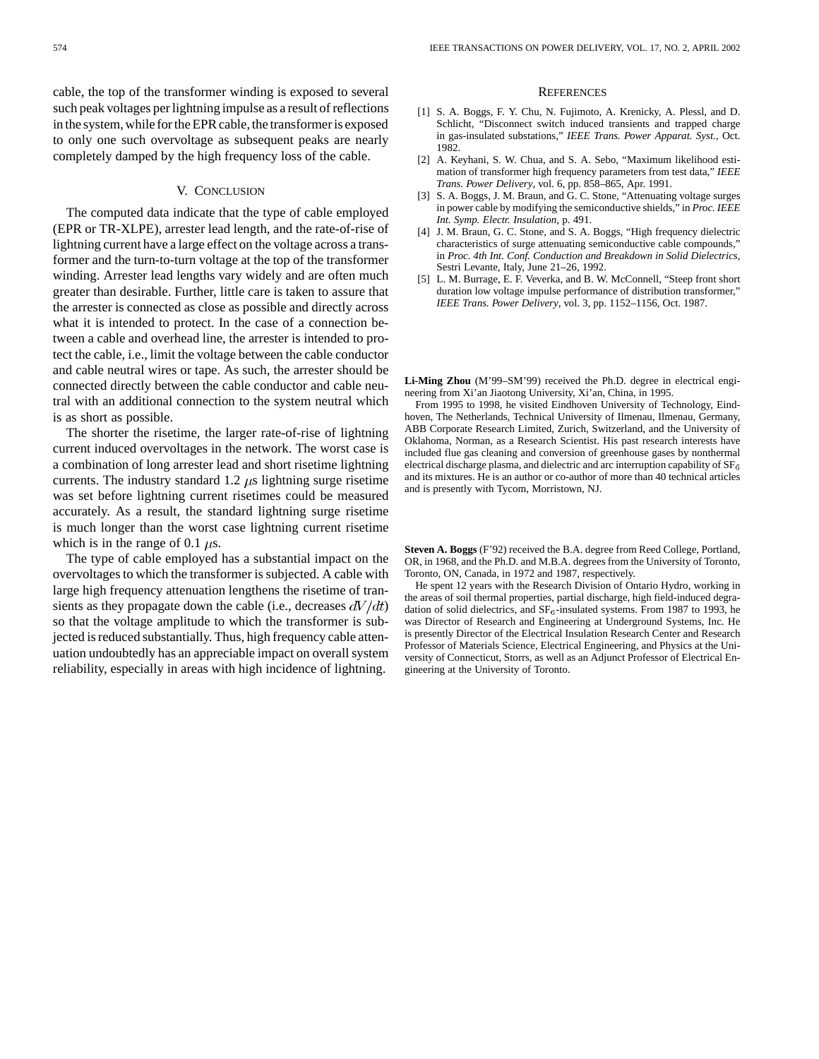cable, the top of the transformer winding is exposed to several such peak voltages per lightning impulse as a result of reflections in the system, while for the EPR cable, the transformer is exposed to only one such overvoltage as subsequent peaks are nearly completely damped by the high frequency loss of the cable.

## V. Conclusion

The computed data indicate that the type of cable employed (EPR or TR-XLPE), arrester lead length, and the rate-of-rise of lightning current have a large effect on the voltage across a transformer and the turn-to-turn voltage at the top of the transformer winding. Arrester lead lengths vary widely and are often much greater than desirable. Further, little care is taken to assure that the arrester is connected as close as possible and directly across what it is intended to protect. In the case of a connection between a cable and overhead line, the arrester is intended to protect the cable, i.e., limit the voltage between the cable conductor and cable neutral wires or tape. As such, the arrester should be connected directly between the cable conductor and cable neutral with an additional connection to the system neutral which is as short as possible.

The shorter the risetime, the larger rate-of-rise of lightning current induced overvoltages in the network. The worst case is a combination of long arrester lead and short risetime lightning currents. The industry standard 1.2 $\mu$s lightning surge risetime was set before lightning current risetimes could be measured accurately. As a result, the standard lightning surge risetime is much longer than the worst case lightning current risetime which is in the range of 0.1 $\mu$s.

The type of cable employed has a substantial impact on the overvoltages to which the transformer is subjected. A cable with large high frequency attenuation lengthens the risetime of transients as they propagate down the cable (i.e., decreases $dV/dt$) so that the voltage amplitude to which the transformer is subjected is reduced substantially. Thus, high frequency cable attenuation undoubtedly has an appreciable impact on overall system reliability, especially in areas with high incidence of lightning.

## References

[1] S. A. Boggs, F. Y. Chu, N. Fujimoto, A. Krenicky, A. Plessl, and D. Schlicht, "Disconnect switch induced transients and trapped charge in gas-insulated substations," *IEEE Trans. Power Apparat. Syst.*, Oct. 1982.

[2] A. Keyhani, S. W. Chua, and S. A. Sebo, "Maximum likelihood estimation of transformer high frequency parameters from test data," *IEEE Trans. Power Delivery*, vol. 6, pp. 858–865, Apr. 1991.

[3] S. A. Boggs, J. M. Braun, and G. C. Stone, "Attenuating voltage surges in power cable by modifying the semiconductive shields," in *Proc. IEEE Int. Symp. Electr. Insulation*, p. 491.

[4] J. M. Braun, G. C. Stone, and S. A. Boggs, "High frequency dielectric characteristics of surge attenuating semiconductive cable compounds," in *Proc. 4th Int. Conf. Conduction and Breakdown in Solid Dielectrics*, Sestri Levante, Italy, June 21–26, 1992.

[5] L. M. Burrage, E. F. Veverka, and B. W. McConnell, "Steep front short duration low voltage impulse performance of distribution transformer," *IEEE Trans. Power Delivery*, vol. 3, pp. 1152–1156, Oct. 1987.

**Li-Ming Zhou** (M'99–SM'99) received the Ph.D. degree in electrical engineering from Xi'an Jiaotong University, Xi'an, China, in 1995.

From 1995 to 1998, he visited Eindhoven University of Technology, Eindhoven, The Netherlands, Technical University of Ilmenau, Ilmenau, Germany, ABB Corporate Research Limited, Zurich, Switzerland, and the University of Oklahoma, Norman, as a Research Scientist. His past research interests have included flue gas cleaning and conversion of greenhouse gases by nonthermal electrical discharge plasma, and dielectric and arc interruption capability of $SF_6$ and its mixtures. He is an author or co-author of more than 40 technical articles and is presently with Tycom, Morristown, NJ.

**Steven A. Boggs** (F'92) received the B.A. degree from Reed College, Portland, OR, in 1968, and the Ph.D. and M.B.A. degrees from the University of Toronto, Toronto, ON, Canada, in 1972 and 1987, respectively.

He spent 12 years with the Research Division of Ontario Hydro, working in the areas of soil thermal properties, partial discharge, high field-induced degradation of solid dielectrics, and $SF_6$-insulated systems. From 1987 to 1993, he was Director of Research and Engineering at Underground Systems, Inc. He is presently Director of the Electrical Insulation Research Center and Research Professor of Materials Science, Electrical Engineering, and Physics at the University of Connecticut, Storrs, as well as an Adjunct Professor of Electrical Engineering at the University of Toronto.